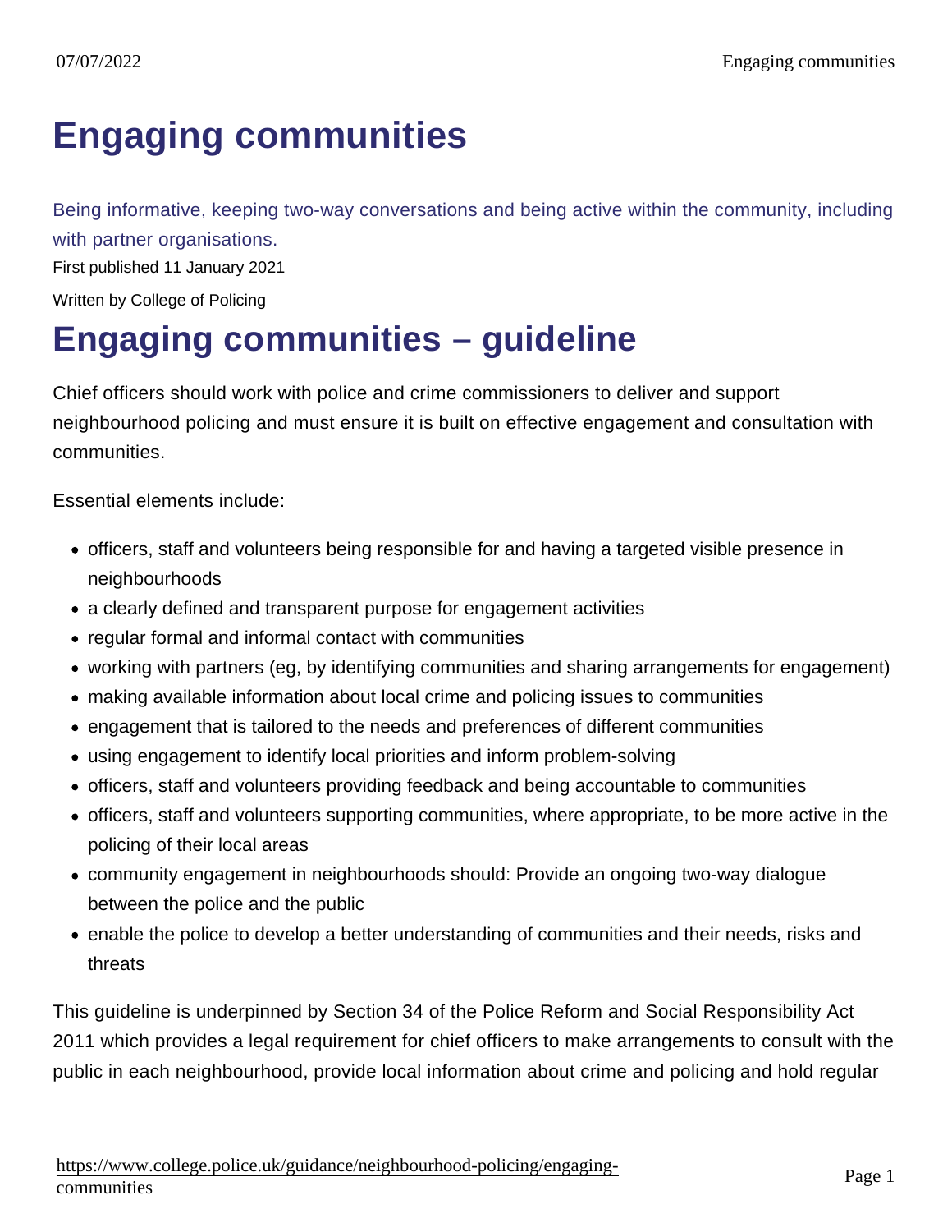# Engaging communities

Being informative, keeping two-way conversations and being active within the community, including with partner organisations.

First published 11 January 2021

Written by College of Policing

# Engaging communities – guideline

Chief officers should work with police and crime commissioners to deliver and support neighbourhood policing and must ensure it is built on effective engagement and consultation with communities.

Essential elements include:

- officers, staff and volunteers being responsible for and having a targeted visible presence in neighbourhoods
- a clearly defined and transparent purpose for engagement activities
- regular formal and informal contact with communities
- working with partners (eg, by identifying communities and sharing arrangements for engagement)
- making available information about local crime and policing issues to communities
- engagement that is tailored to the needs and preferences of different communities
- using engagement to identify local priorities and inform problem-solving
- officers, staff and volunteers providing feedback and being accountable to communities
- officers, staff and volunteers supporting communities, where appropriate, to be more active in the policing of their local areas
- community engagement in neighbourhoods should: Provide an ongoing two-way dialogue between the police and the public
- enable the police to develop a better understanding of communities and their needs, risks and threats

This guideline is underpinned by Section 34 of the Police Reform and Social Responsibility Act 2011 which provides a legal requirement for chief officers to make arrangements to consult with the public in each neighbourhood, provide local information about crime and policing and hold regular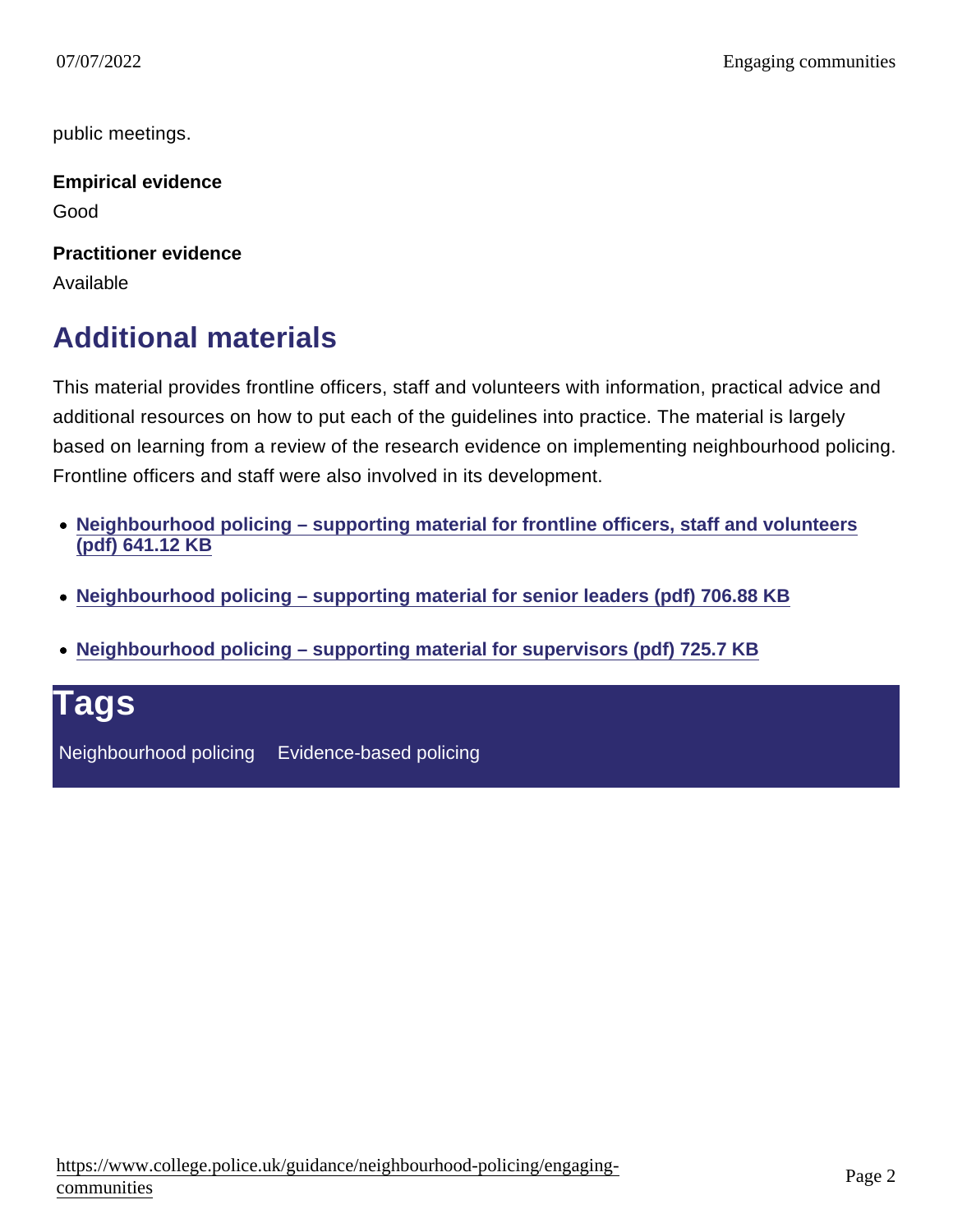public meetings.

**Empirical evidence**
Good

**Practitioner evidence**
Available

## Additional materials

This material provides frontline officers, staff and volunteers with information, practical advice and additional resources on how to put each of the guidelines into practice. The material is largely based on learning from a review of the research evidence on implementing neighbourhood policing. Frontline officers and staff were also involved in its development.

- **Neighbourhood policing – supporting material for frontline officers, staff and volunteers (pdf) 641.12 KB**
- **Neighbourhood policing – supporting material for senior leaders (pdf) 706.88 KB**
- **Neighbourhood policing – supporting material for supervisors (pdf) 725.7 KB**

## Tags

Neighbourhood policing    Evidence-based policing